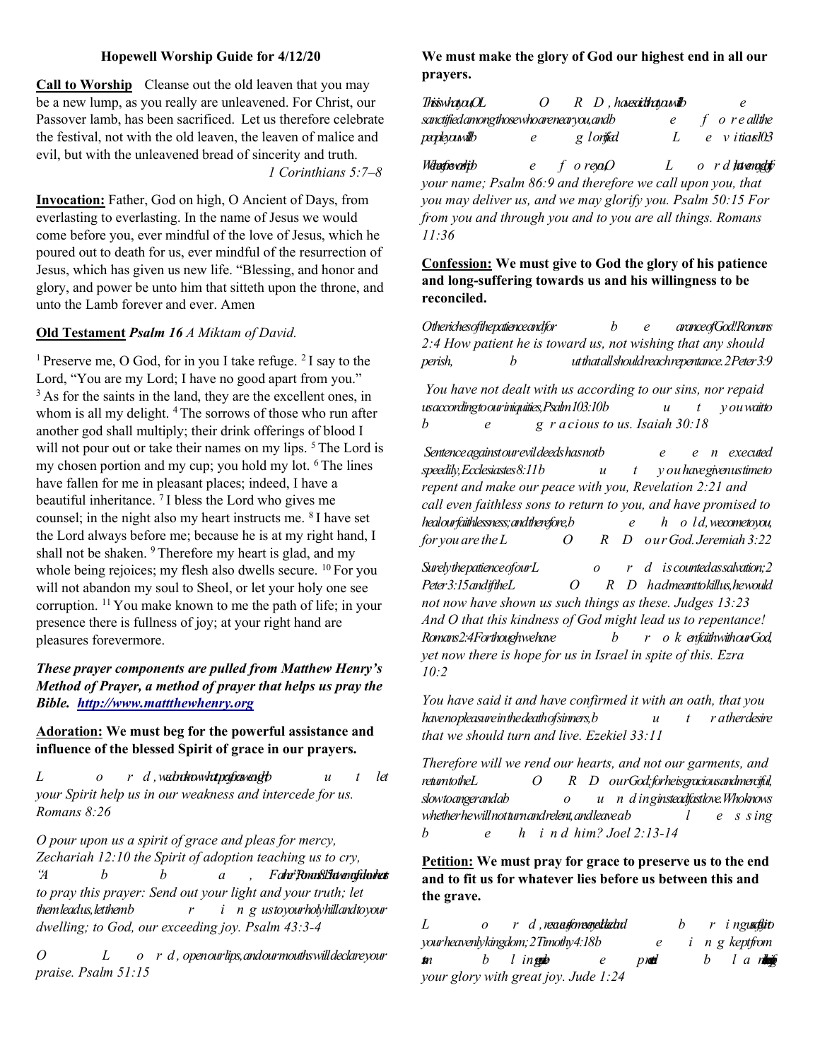## Hopewell Worship Guide for 4/12/20

**Call to Worship** Cleanse out the old leaven that you may be a new lump, as you really are unleavened. For Christ, our Passover lamb, has been sacrificed. Let us therefore celebrate the festival, not with the old leaven, the leaven of malice and evil, but with the unleavened bread of sincerity and truth.

*1 Corinthians 5:7–8*

**Invocation:** Father, God on high, O Ancient of Days, from everlasting to everlasting. In the name of Jesus we would come before you, ever mindful of the love of Jesus, which he poured out to death for us, ever mindful of the resurrection of Jesus, which has given us new life. "Blessing, and honor and glory, and power be unto him that sitteth upon the throne, and unto the Lamb forever and ever. Amen

**Old Testament** ***Psalm 16*** *A Miktam of David.*

[1] Preserve me, O God, for in you I take refuge. [2] I say to the Lord, "You are my Lord; I have no good apart from you." [3] As for the saints in the land, they are the excellent ones, in whom is all my delight. [4] The sorrows of those who run after another god shall multiply; their drink offerings of blood I will not pour out or take their names on my lips. [5] The Lord is my chosen portion and my cup; you hold my lot. [6] The lines have fallen for me in pleasant places; indeed, I have a beautiful inheritance. [7] I bless the Lord who gives me counsel; in the night also my heart instructs me. [8] I have set the Lord always before me; because he is at my right hand, I shall not be shaken. [9] Therefore my heart is glad, and my whole being rejoices; my flesh also dwells secure. [10] For you will not abandon my soul to Sheol, or let your holy one see corruption. [11] You make known to me the path of life; in your presence there is fullness of joy; at your right hand are pleasures forevermore.

***These prayer components are pulled from Matthew Henry's Method of Prayer, a method of prayer that helps us pray the Bible. http://www.mattthewhenry.org***

**Adoration: We must beg for the powerful assistance and influence of the blessed Spirit of grace in our prayers.**

*LORD, we do not know what to pray for as we ought, but let your Spirit help us in our weakness and intercede for us. Romans 8:26*

*O pour upon us a spirit of grace and pleas for mercy, Zechariah 12:10 the Spirit of adoption teaching us to cry, "Abba, Father!" Romans 8:15 and we are confident in our hearts to pray this prayer: Send out your light and your truth; let them lead us, let them bring us to your holy hill and to your dwelling; to God, our exceeding joy. Psalm 43:3-4*

*O LORD, open our lips, and our mouths will declare your praise. Psalm 51:15*

**We must make the glory of God our highest end in all our prayers.**

*This is what you, O LORD, have said: that you will be sanctified among those who are near you, and before all the people you will be glorified. Leviticus 10:3*

*We therefore worship before you, O LORD, and we glorify your name; Psalm 86:9 and therefore we call upon you, that you may deliver us, and we may glorify you. Psalm 50:15 For from you and through you and to you are all things. Romans 11:36*

**Confession: We must give to God the glory of his patience and long-suffering towards us and his willingness to be reconciled.**

*O the riches of the patience and forbearance of God! Romans 2:4 How patient he is toward us, not wishing that any should perish, but that all should reach repentance. 2 Peter 3:9*

*You have not dealt with us according to our sins, nor repaid us according to our iniquities, Psalm 103:10 but you wait to be gracious to us. Isaiah 30:18*

*Sentence against our evil deeds has not been executed speedily, Ecclesiastes 8:11 but you have given us time to repent and make our peace with you, Revelation 2:21 and call even faithless sons to return to you, and have promised to heal our faithlessness; and therefore, behold, we come to you, for you are the LORD our God. Jeremiah 3:22*

*Surely the patience of our Lord is counted as salvation; 2 Peter 3:15 and if the LORD had meant to kill us, he would not now have shown us such things as these. Judges 13:23 And O that this kindness of God might lead us to repentance! Romans 2:4 For though we have broken faith with our God, yet now there is hope for us in Israel in spite of this. Ezra 10:2*

*You have said it and have confirmed it with an oath, that you have no pleasure in the death of sinners, but rather desire that we should turn and live. Ezekiel 33:11*

*Therefore will we rend our hearts, and not our garments, and return to the LORD our God; for he is gracious and merciful, slow to anger and abounding in steadfast love. Who knows whether he will not turn and relent, and leave a blessing behind him? Joel 2:13-14*

**Petition: We must pray for grace to preserve us to the end and to fit us for whatever lies before us between this and the grave.**

*Lord, rescue us from every evil deed and bring us safely into your heavenly kingdom; 2 Timothy 4:18 being kept from stumbling, to be presented blameless before the presence of your glory with great joy. Jude 1:24*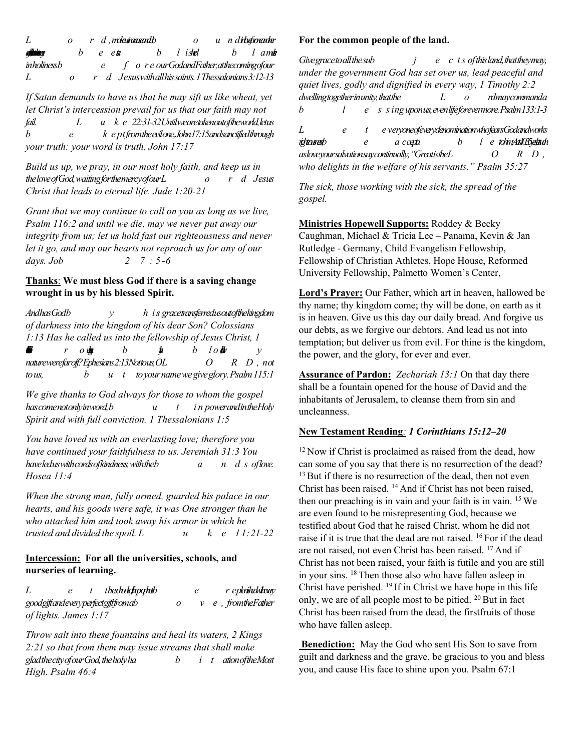*Lord, make us increase and abound in love for one another and for all, so that he may establish your hearts blameless in holiness before our God and Father, at the coming of our Lord Jesus with all his saints. 1 Thessalonians 3:12-13*

*If Satan demands to have us that he may sift us like wheat, yet let Christ's intercession prevail for us that our faith may not fail. Luke 22:31-32 Until we are taken out of the world, let us be kept from the evil one, John 17:15 and sanctified through your truth: your word is truth. John 17:17*

*Build us up, we pray, in our most holy faith, and keep us in the love of God, waiting for the mercy of our Lord Jesus Christ that leads to eternal life. Jude 1:20-21*

*Grant that we may continue to call on you as long as we live, Psalm 116:2 and until we die, may we never put away our integrity from us; let us hold fast our righteousness and never let it go, and may our hearts not reproach us for any of our days. Job 27:5-6*

**Thanks**: **We must bless God if there is a saving change wrought in us by his blessed Spirit.**

*And has God by his grace transferred us out of the kingdom of darkness into the kingdom of his dear Son? Colossians 1:13 Has he called us into the fellowship of Jesus Christ, 1 Corinthians 1:9 brought us near by the blood of Christ who by nature were far off? Ephesians 2:13 Not to us, O LORD, not to us, but to your name we give glory. Psalm 115:1*

*We give thanks to God always for those to whom the gospel has come not only in word, but in power and in the Holy Spirit and with full conviction. 1 Thessalonians 1:5*

*You have loved us with an everlasting love; therefore you have continued your faithfulness to us. Jeremiah 31:3 You have led us with cords of kindness, with the bands of love. Hosea 11:4*

*When the strong man, fully armed, guarded his palace in our hearts, and his goods were safe, it was One stronger than he who attacked him and took away his armor in which he trusted and divided the spoil. Luke 11:21-22*

**Intercession: For all the universities, schools, and nurseries of learning.**

*Let the schools of the prophets be replenished with every good gift and every perfect gift from above, from the Father of lights. James 1:17*

*Throw salt into these fountains and heal its waters, 2 Kings 2:21 so that from them may issue streams that shall make glad the city of our God, the holy habitation of the Most High. Psalm 46:4*

**For the common people of the land.**

*Give grace to all the subjects of this land, that they may, under the government God has set over us, lead peaceful and quiet lives, godly and dignified in every way, 1 Timothy 2:2 dwelling together in unity, that the Lord may command a blessing upon us, even life forevermore. Psalm 133:1-3*

*Let everyone of every denomination who fears God and works righteousness be acceptable to him. Acts 10:35 Let such as love your salvation say continually, "Great is the LORD, who delights in the welfare of his servants." Psalm 35:27*

*The sick, those working with the sick, the spread of the gospel.*

**Ministries Hopewell Supports:** Roddey & Becky Caughman, Michael & Tricia Lee – Panama, Kevin & Jan Rutledge - Germany, Child Evangelism Fellowship, Fellowship of Christian Athletes, Hope House, Reformed University Fellowship, Palmetto Women's Center,

**Lord's Prayer:** Our Father, which art in heaven, hallowed be thy name; thy kingdom come; thy will be done, on earth as it is in heaven. Give us this day our daily bread. And forgive us our debts, as we forgive our debtors. And lead us not into temptation; but deliver us from evil. For thine is the kingdom, the power, and the glory, for ever and ever.

**Assurance of Pardon:** *Zechariah 13:1* On that day there shall be a fountain opened for the house of David and the inhabitants of Jerusalem, to cleanse them from sin and uncleanness.

**New Testament Reading***: 1 Corinthians 15:12–20*

[12] Now if Christ is proclaimed as raised from the dead, how can some of you say that there is no resurrection of the dead? [13] But if there is no resurrection of the dead, then not even Christ has been raised. [14] And if Christ has not been raised, then our preaching is in vain and your faith is in vain. [15] We are even found to be misrepresenting God, because we testified about God that he raised Christ, whom he did not raise if it is true that the dead are not raised. [16] For if the dead are not raised, not even Christ has been raised. [17] And if Christ has not been raised, your faith is futile and you are still in your sins. [18] Then those also who have fallen asleep in Christ have perished. [19] If in Christ we have hope in this life only, we are of all people most to be pitied. [20] But in fact Christ has been raised from the dead, the firstfruits of those who have fallen asleep.

**Benediction:** May the God who sent His Son to save from guilt and darkness and the grave, be gracious to you and bless you, and cause His face to shine upon you. Psalm 67:1